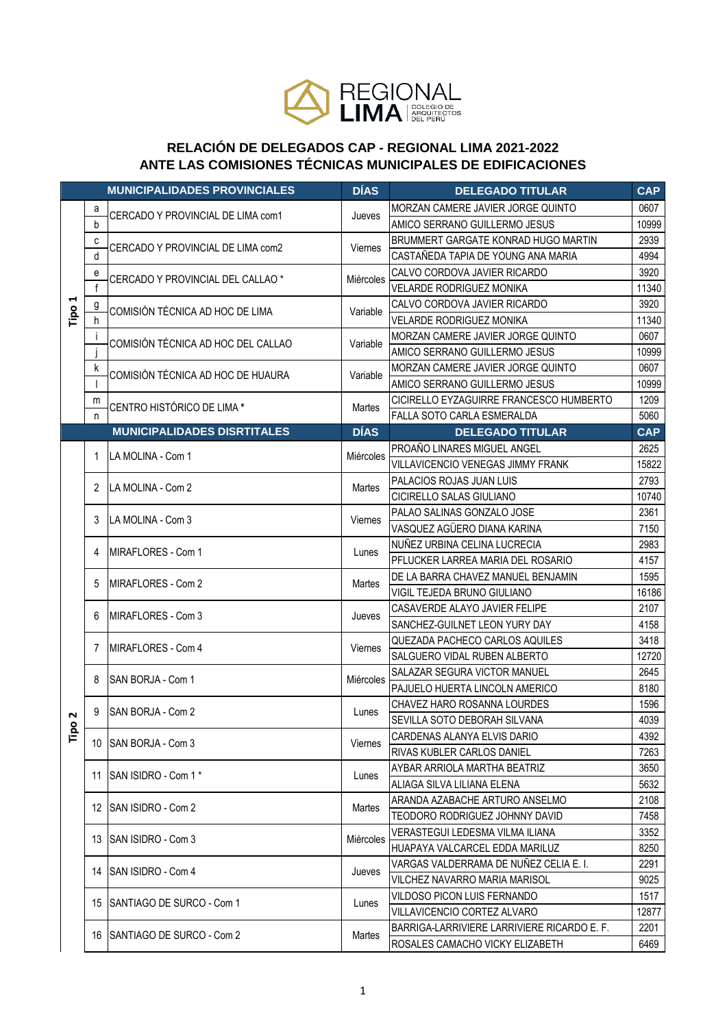REGIONAL LIMA COLEGIO DE ARQUITECTOS DEL PERÚ

## RELACIÓN DE DELEGADOS CAP - REGIONAL LIMA 2021-2022
## ANTE LAS COMISIONES TÉCNICAS MUNICIPALES DE EDIFICACIONES

| | | MUNICIPALIDADES PROVINCIALES | DÍAS | DELEGADO TITULAR | CAP |
|---|---|---|---|---|---|
| Tipo 1 | a | CERCADO Y PROVINCIAL DE LIMA com1 | Jueves | MORZAN CAMERE JAVIER JORGE QUINTO | 0607 |
| | b | | | AMICO SERRANO GUILLERMO JESUS | 10999 |
| | c | CERCADO Y PROVINCIAL DE LIMA com2 | Viernes | BRUMMERT GARGATE KONRAD HUGO MARTIN | 2939 |
| | d | | | CASTAÑEDA TAPIA DE YOUNG ANA MARIA | 4994 |
| | e | CERCADO Y PROVINCIAL DEL CALLAO * | Miércoles | CALVO CORDOVA JAVIER RICARDO | 3920 |
| | f | | | VELARDE RODRIGUEZ MONIKA | 11340 |
| | g | COMISIÓN TÉCNICA AD HOC DE LIMA | Variable | CALVO CORDOVA JAVIER RICARDO | 3920 |
| | h | | | VELARDE RODRIGUEZ MONIKA | 11340 |
| | i | COMISIÓN TÉCNICA AD HOC DEL CALLAO | Variable | MORZAN CAMERE JAVIER JORGE QUINTO | 0607 |
| | j | | | AMICO SERRANO GUILLERMO JESUS | 10999 |
| | k | COMISIÓN TÉCNICA AD HOC DE HUAURA | Variable | MORZAN CAMERE JAVIER JORGE QUINTO | 0607 |
| | l | | | AMICO SERRANO GUILLERMO JESUS | 10999 |
| | m | CENTRO HISTÓRICO DE LIMA * | Martes | CICIRELLO EYZAGUIRRE FRANCESCO HUMBERTO | 1209 |
| | n | | | FALLA SOTO CARLA ESMERALDA | 5060 |
| | | **MUNICIPALIDADES DISRTITALES** | **DÍAS** | **DELEGADO TITULAR** | **CAP** |
| Tipo 2 | 1 | LA MOLINA - Com 1 | Miércoles | PROAÑO LINARES MIGUEL ANGEL | 2625 |
| | | | | VILLAVICENCIO VENEGAS JIMMY FRANK | 15822 |
| | 2 | LA MOLINA - Com 2 | Martes | PALACIOS ROJAS JUAN LUIS | 2793 |
| | | | | CICIRELLO SALAS GIULIANO | 10740 |
| | 3 | LA MOLINA - Com 3 | Viernes | PALAO SALINAS GONZALO JOSE | 2361 |
| | | | | VASQUEZ AGÜERO DIANA KARINA | 7150 |
| | 4 | MIRAFLORES - Com 1 | Lunes | NUÑEZ URBINA CELINA LUCRECIA | 2983 |
| | | | | PFLUCKER LARREA MARIA DEL ROSARIO | 4157 |
| | 5 | MIRAFLORES - Com 2 | Martes | DE LA BARRA CHAVEZ MANUEL BENJAMIN | 1595 |
| | | | | VIGIL TEJEDA BRUNO GIULIANO | 16186 |
| | 6 | MIRAFLORES - Com 3 | Jueves | CASAVERDE ALAYO JAVIER FELIPE | 2107 |
| | | | | SANCHEZ-GUILNET LEON YURY DAY | 4158 |
| | 7 | MIRAFLORES - Com 4 | Viernes | QUEZADA PACHECO CARLOS AQUILES | 3418 |
| | | | | SALGUERO VIDAL RUBEN ALBERTO | 12720 |
| | 8 | SAN BORJA - Com 1 | Miércoles | SALAZAR SEGURA VICTOR MANUEL | 2645 |
| | | | | PAJUELO HUERTA LINCOLN AMERICO | 8180 |
| | 9 | SAN BORJA - Com 2 | Lunes | CHAVEZ HARO ROSANNA LOURDES | 1596 |
| | | | | SEVILLA SOTO DEBORAH SILVANA | 4039 |
| | 10 | SAN BORJA - Com 3 | Viernes | CARDENAS ALANYA ELVIS DARIO | 4392 |
| | | | | RIVAS KUBLER CARLOS DANIEL | 7263 |
| | 11 | SAN ISIDRO - Com 1 * | Lunes | AYBAR ARRIOLA MARTHA BEATRIZ | 3650 |
| | | | | ALIAGA SILVA LILIANA ELENA | 5632 |
| | 12 | SAN ISIDRO - Com 2 | Martes | ARANDA AZABACHE ARTURO ANSELMO | 2108 |
| | | | | TEODORO RODRIGUEZ JOHNNY DAVID | 7458 |
| | 13 | SAN ISIDRO - Com 3 | Miércoles | VERASTEGUI LEDESMA VILMA ILIANA | 3352 |
| | | | | HUAPAYA VALCARCEL EDDA MARILUZ | 8250 |
| | 14 | SAN ISIDRO - Com 4 | Jueves | VARGAS VALDERRAMA DE NUÑEZ CELIA E. I. | 2291 |
| | | | | VILCHEZ NAVARRO MARIA MARISOL | 9025 |
| | 15 | SANTIAGO DE SURCO - Com 1 | Lunes | VILDOSO PICON LUIS FERNANDO | 1517 |
| | | | | VILLAVICENCIO CORTEZ ALVARO | 12877 |
| | 16 | SANTIAGO DE SURCO - Com 2 | Martes | BARRIGA-LARRIVIERE LARRIVIERE RICARDO E. F. | 2201 |
| | | | | ROSALES CAMACHO VICKY ELIZABETH | 6469 |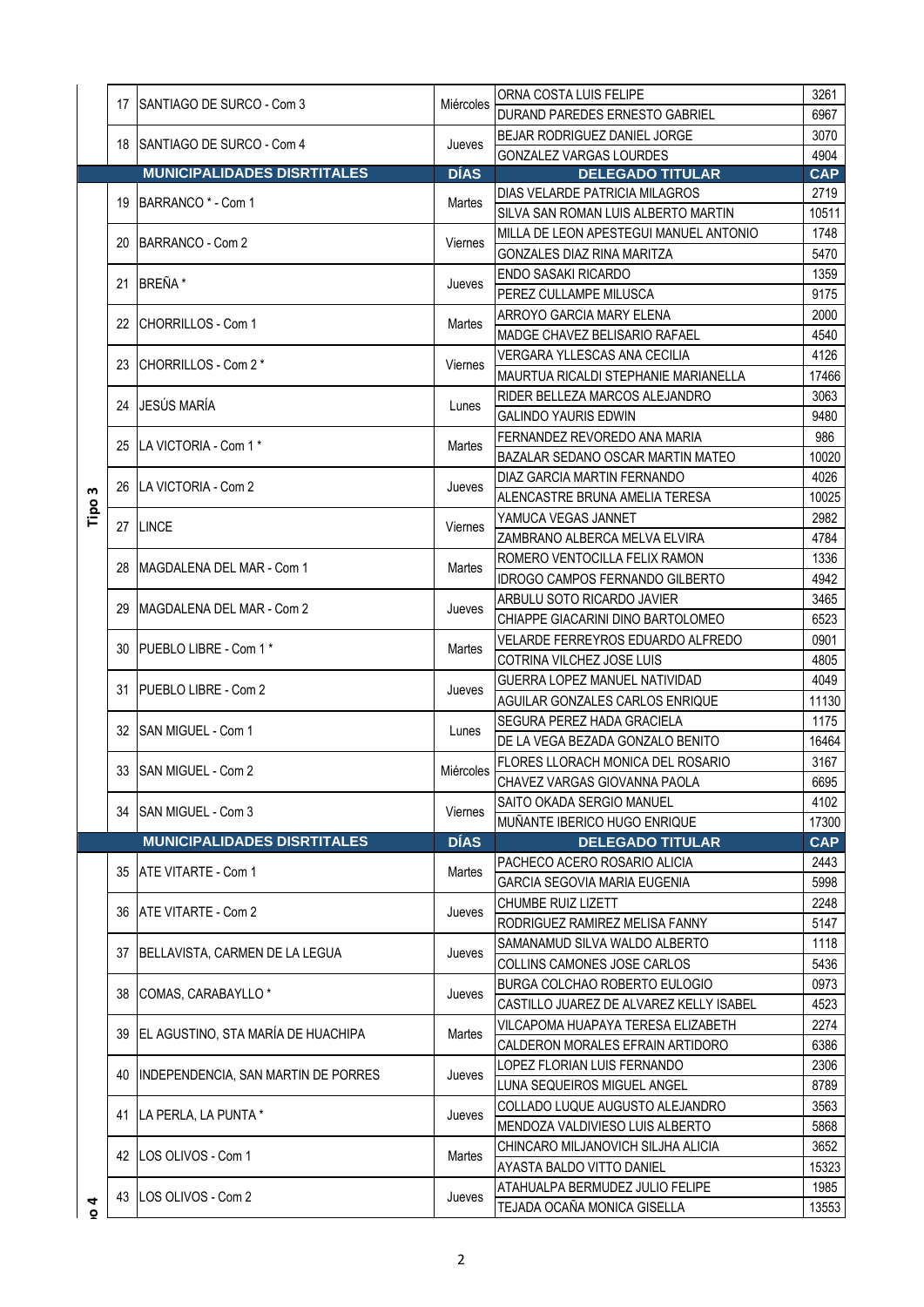| | | | | | |
|---|---|---|---|---|---|
| | 17 | SANTIAGO DE SURCO - Com 3 | Miércoles | ORNA COSTA LUIS FELIPE | 3261 |
| | | | | DURAND PAREDES ERNESTO GABRIEL | 6967 |
| | 18 | SANTIAGO DE SURCO - Com 4 | Jueves | BEJAR RODRIGUEZ DANIEL JORGE | 3070 |
| | | | | GONZALEZ VARGAS LOURDES | 4904 |
| | | **MUNICIPALIDADES DISRTITALES** | **DÍAS** | **DELEGADO TITULAR** | **CAP** |
| Tipo 3 | 19 | BARRANCO * - Com 1 | Martes | DIAS VELARDE PATRICIA MILAGROS | 2719 |
| | | | | SILVA SAN ROMAN LUIS ALBERTO MARTIN | 10511 |
| | 20 | BARRANCO - Com 2 | Viernes | MILLA DE LEON APESTEGUI MANUEL ANTONIO | 1748 |
| | | | | GONZALES DIAZ RINA MARITZA | 5470 |
| | 21 | BREÑA * | Jueves | ENDO SASAKI RICARDO | 1359 |
| | | | | PEREZ CULLAMPE MILUSCA | 9175 |
| | 22 | CHORRILLOS - Com 1 | Martes | ARROYO GARCIA MARY ELENA | 2000 |
| | | | | MADGE CHAVEZ BELISARIO RAFAEL | 4540 |
| | 23 | CHORRILLOS - Com 2 * | Viernes | VERGARA YLLESCAS ANA CECILIA | 4126 |
| | | | | MAURTUA RICALDI STEPHANIE MARIANELLA | 17466 |
| | 24 | JESÚS MARÍA | Lunes | RIDER BELLEZA MARCOS ALEJANDRO | 3063 |
| | | | | GALINDO YAURIS EDWIN | 9480 |
| | 25 | LA VICTORIA - Com 1 * | Martes | FERNANDEZ REVOREDO ANA MARIA | 986 |
| | | | | BAZALAR SEDANO OSCAR MARTIN MATEO | 10020 |
| | 26 | LA VICTORIA - Com 2 | Jueves | DIAZ GARCIA MARTIN FERNANDO | 4026 |
| | | | | ALENCASTRE BRUNA AMELIA TERESA | 10025 |
| | 27 | LINCE | Viernes | YAMUCA VEGAS JANNET | 2982 |
| | | | | ZAMBRANO ALBERCA MELVA ELVIRA | 4784 |
| | 28 | MAGDALENA DEL MAR - Com 1 | Martes | ROMERO VENTOCILLA FELIX RAMON | 1336 |
| | | | | IDROGO CAMPOS FERNANDO GILBERTO | 4942 |
| | 29 | MAGDALENA DEL MAR - Com 2 | Jueves | ARBULU SOTO RICARDO JAVIER | 3465 |
| | | | | CHIAPPE GIACARINI DINO BARTOLOMEO | 6523 |
| | 30 | PUEBLO LIBRE - Com 1 * | Martes | VELARDE FERREYROS EDUARDO ALFREDO | 0901 |
| | | | | COTRINA VILCHEZ JOSE LUIS | 4805 |
| | 31 | PUEBLO LIBRE - Com 2 | Jueves | GUERRA LOPEZ MANUEL NATIVIDAD | 4049 |
| | | | | AGUILAR GONZALES CARLOS ENRIQUE | 11130 |
| | 32 | SAN MIGUEL - Com 1 | Lunes | SEGURA PEREZ HADA GRACIELA | 1175 |
| | | | | DE LA VEGA BEZADA GONZALO BENITO | 16464 |
| | 33 | SAN MIGUEL - Com 2 | Miércoles | FLORES LLORACH MONICA DEL ROSARIO | 3167 |
| | | | | CHAVEZ VARGAS GIOVANNA PAOLA | 6695 |
| | 34 | SAN MIGUEL - Com 3 | Viernes | SAITO OKADA SERGIO MANUEL | 4102 |
| | | | | MUÑANTE IBERICO HUGO ENRIQUE | 17300 |
| | | **MUNICIPALIDADES DISRTITALES** | **DÍAS** | **DELEGADO TITULAR** | **CAP** |
| Tipo 4 | 35 | ATE VITARTE - Com 1 | Martes | PACHECO ACERO ROSARIO ALICIA | 2443 |
| | | | | GARCIA SEGOVIA MARIA EUGENIA | 5998 |
| | 36 | ATE VITARTE - Com 2 | Jueves | CHUMBE RUIZ LIZETT | 2248 |
| | | | | RODRIGUEZ RAMIREZ MELISA FANNY | 5147 |
| | 37 | BELLAVISTA, CARMEN DE LA LEGUA | Jueves | SAMANAMUD SILVA WALDO ALBERTO | 1118 |
| | | | | COLLINS CAMONES JOSE CARLOS | 5436 |
| | 38 | COMAS, CARABAYLLO * | Jueves | BURGA COLCHAO ROBERTO EULOGIO | 0973 |
| | | | | CASTILLO JUAREZ DE ALVAREZ KELLY ISABEL | 4523 |
| | 39 | EL AGUSTINO, STA MARÍA DE HUACHIPA | Martes | VILCAPOMA HUAPAYA TERESA ELIZABETH | 2274 |
| | | | | CALDERON MORALES EFRAIN ARTIDORO | 6386 |
| | 40 | INDEPENDENCIA, SAN MARTIN DE PORRES | Jueves | LOPEZ FLORIAN LUIS FERNANDO | 2306 |
| | | | | LUNA SEQUEIROS MIGUEL ANGEL | 8789 |
| | 41 | LA PERLA, LA PUNTA * | Jueves | COLLADO LUQUE AUGUSTO ALEJANDRO | 3563 |
| | | | | MENDOZA VALDIVIESO LUIS ALBERTO | 5868 |
| | 42 | LOS OLIVOS - Com 1 | Martes | CHINCARO MILJANOVICH SILJHA ALICIA | 3652 |
| | | | | AYASTA BALDO VITTO DANIEL | 15323 |
| | 43 | LOS OLIVOS - Com 2 | Jueves | ATAHUALPA BERMUDEZ JULIO FELIPE | 1985 |
| | | | | TEJADA OCAÑA MONICA GISELLA | 13553 |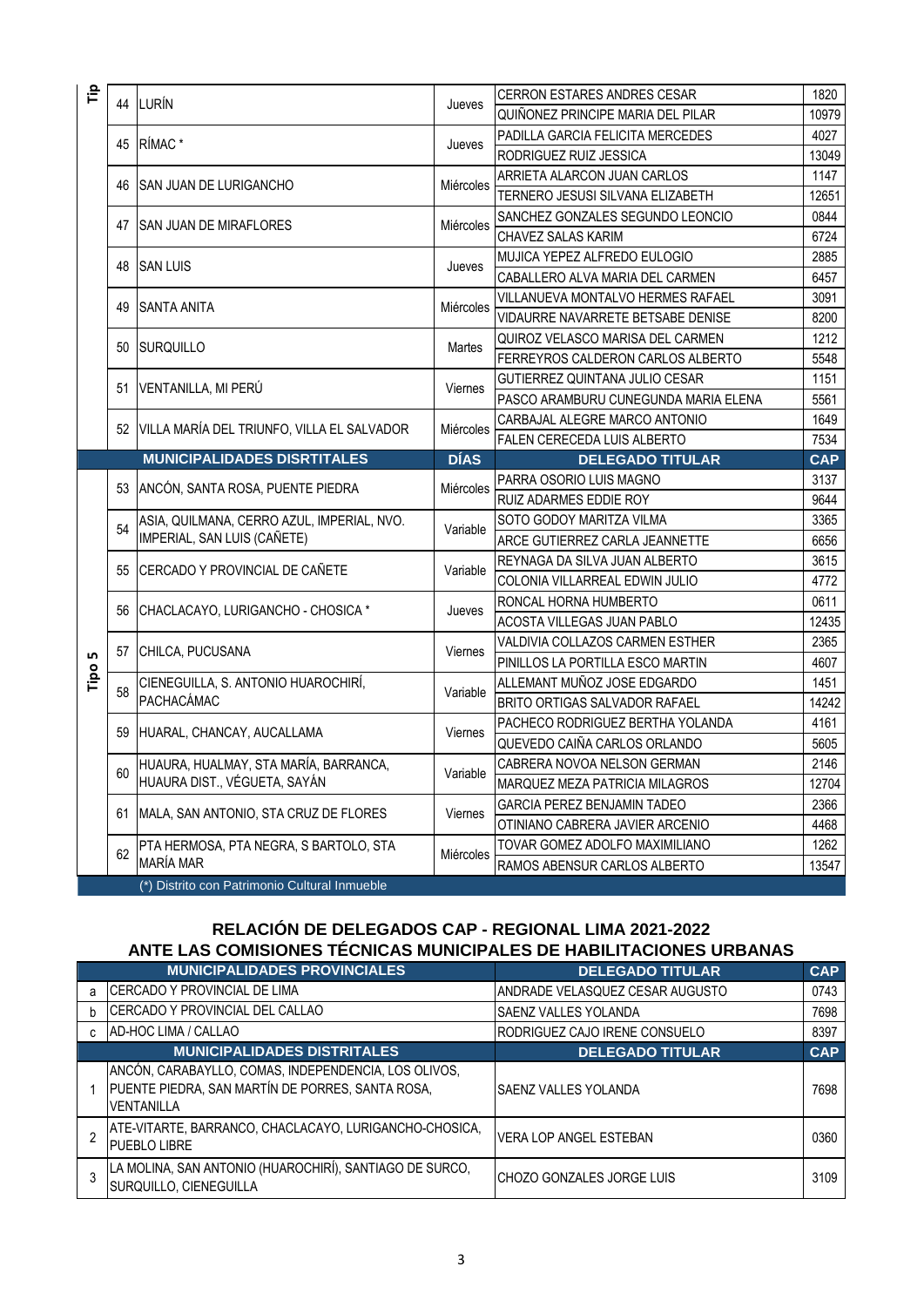| Tipo | N° | MUNICIPALIDADES DISTRITALES | DÍAS | DELEGADO TITULAR | CAP |
|---|---|---|---|---|---|
| Tip | 44 | LURÍN | Jueves | CERRON ESTARES ANDRES CESAR | 1820 |
| | | | | QUIÑONEZ PRINCIPE MARIA DEL PILAR | 10979 |
| | 45 | RÍMAC * | Jueves | PADILLA GARCIA FELICITA MERCEDES | 4027 |
| | | | | RODRIGUEZ RUIZ JESSICA | 13049 |
| | 46 | SAN JUAN DE LURIGANCHO | Miércoles | ARRIETA ALARCON JUAN CARLOS | 1147 |
| | | | | TERNERO JESUSI SILVANA ELIZABETH | 12651 |
| | 47 | SAN JUAN DE MIRAFLORES | Miércoles | SANCHEZ GONZALES SEGUNDO LEONCIO | 0844 |
| | | | | CHAVEZ SALAS KARIM | 6724 |
| | 48 | SAN LUIS | Jueves | MUJICA YEPEZ ALFREDO EULOGIO | 2885 |
| | | | | CABALLERO ALVA MARIA DEL CARMEN | 6457 |
| | 49 | SANTA ANITA | Miércoles | VILLANUEVA MONTALVO HERMES RAFAEL | 3091 |
| | | | | VIDAURRE NAVARRETE BETSABE DENISE | 8200 |
| | 50 | SURQUILLO | Martes | QUIROZ VELASCO MARISA DEL CARMEN | 1212 |
| | | | | FERREYROS CALDERON CARLOS ALBERTO | 5548 |
| | 51 | VENTANILLA, MI PERÚ | Viernes | GUTIERREZ QUINTANA JULIO CESAR | 1151 |
| | | | | PASCO ARAMBURU CUNEGUNDA MARIA ELENA | 5561 |
| | 52 | VILLA MARÍA DEL TRIUNFO, VILLA EL SALVADOR | Miércoles | CARBAJAL ALEGRE MARCO ANTONIO | 1649 |
| | | | | FALEN CERECEDA LUIS ALBERTO | 7534 |
| | | **MUNICIPALIDADES DISRTITALES** | **DÍAS** | **DELEGADO TITULAR** | **CAP** |
| Tipo 5 | 53 | ANCÓN, SANTA ROSA, PUENTE PIEDRA | Miércoles | PARRA OSORIO LUIS MAGNO | 3137 |
| | | | | RUIZ ADARMES EDDIE ROY | 9644 |
| | 54 | ASIA, QUILMANA, CERRO AZUL, IMPERIAL, NVO. IMPERIAL, SAN LUIS (CAÑETE) | Variable | SOTO GODOY MARITZA VILMA | 3365 |
| | | | | ARCE GUTIERREZ CARLA JEANNETTE | 6656 |
| | 55 | CERCADO Y PROVINCIAL DE CAÑETE | Variable | REYNAGA DA SILVA JUAN ALBERTO | 3615 |
| | | | | COLONIA VILLARREAL EDWIN JULIO | 4772 |
| | 56 | CHACLACAYO, LURIGANCHO - CHOSICA * | Jueves | RONCAL HORNA HUMBERTO | 0611 |
| | | | | ACOSTA VILLEGAS JUAN PABLO | 12435 |
| | 57 | CHILCA, PUCUSANA | Viernes | VALDIVIA COLLAZOS CARMEN ESTHER | 2365 |
| | | | | PINILLOS LA PORTILLA ESCO MARTIN | 4607 |
| | 58 | CIENEGUILLA, S. ANTONIO HUAROCHIRÍ, PACHACÁMAC | Variable | ALLEMANT MUÑOZ JOSE EDGARDO | 1451 |
| | | | | BRITO ORTIGAS SALVADOR RAFAEL | 14242 |
| | 59 | HUARAL, CHANCAY, AUCALLAMA | Viernes | PACHECO RODRIGUEZ BERTHA YOLANDA | 4161 |
| | | | | QUEVEDO CAIÑA CARLOS ORLANDO | 5605 |
| | 60 | HUAURA, HUALMAY, STA MARÍA, BARRANCA, HUAURA DIST., VÉGUETA, SAYÁN | Variable | CABRERA NOVOA NELSON GERMAN | 2146 |
| | | | | MARQUEZ MEZA PATRICIA MILAGROS | 12704 |
| | 61 | MALA, SAN ANTONIO, STA CRUZ DE FLORES | Viernes | GARCIA PEREZ BENJAMIN TADEO | 2366 |
| | | | | OTINIANO CABRERA JAVIER ARCENIO | 4468 |
| | 62 | PTA HERMOSA, PTA NEGRA, S BARTOLO, STA MARÍA MAR | Miércoles | TOVAR GOMEZ ADOLFO MAXIMILIANO | 1262 |
| | | | | RAMOS ABENSUR CARLOS ALBERTO | 13547 |

(*) Distrito con Patrimonio Cultural Inmueble

## RELACIÓN DE DELEGADOS CAP - REGIONAL LIMA 2021-2022
## ANTE LAS COMISIONES TÉCNICAS MUNICIPALES DE HABILITACIONES URBANAS

| | MUNICIPALIDADES PROVINCIALES | DELEGADO TITULAR | CAP |
|---|---|---|---|
| a | CERCADO Y PROVINCIAL DE LIMA | ANDRADE VELASQUEZ CESAR AUGUSTO | 0743 |
| b | CERCADO Y PROVINCIAL DEL CALLAO | SAENZ VALLES YOLANDA | 7698 |
| c | AD-HOC LIMA / CALLAO | RODRIGUEZ CAJO IRENE CONSUELO | 8397 |
| | **MUNICIPALIDADES DISTRITALES** | **DELEGADO TITULAR** | **CAP** |
| 1 | ANCÓN, CARABAYLLO, COMAS, INDEPENDENCIA, LOS OLIVOS, PUENTE PIEDRA, SAN MARTÍN DE PORRES, SANTA ROSA, VENTANILLA | SAENZ VALLES YOLANDA | 7698 |
| 2 | ATE-VITARTE, BARRANCO, CHACLACAYO, LURIGANCHO-CHOSICA, PUEBLO LIBRE | VERA LOP ANGEL ESTEBAN | 0360 |
| 3 | LA MOLINA, SAN ANTONIO (HUAROCHIRÍ), SANTIAGO DE SURCO, SURQUILLO, CIENEGUILLA | CHOZO GONZALES JORGE LUIS | 3109 |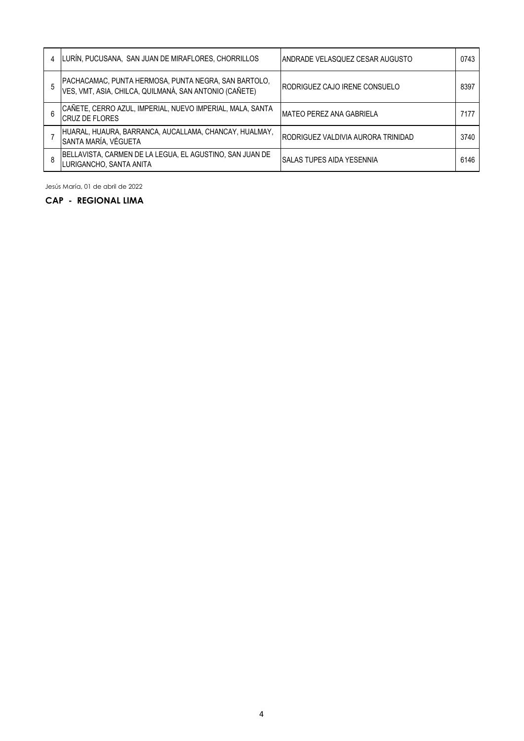| | | | |
|---|---|---|---|
| 4 | LURÍN, PUCUSANA, SAN JUAN DE MIRAFLORES, CHORRILLOS | ANDRADE VELASQUEZ CESAR AUGUSTO | 0743 |
| 5 | PACHACAMAC, PUNTA HERMOSA, PUNTA NEGRA, SAN BARTOLO, VES, VMT, ASIA, CHILCA, QUILMANÁ, SAN ANTONIO (CAÑETE) | RODRIGUEZ CAJO IRENE CONSUELO | 8397 |
| 6 | CAÑETE, CERRO AZUL, IMPERIAL, NUEVO IMPERIAL, MALA, SANTA CRUZ DE FLORES | MATEO PEREZ ANA GABRIELA | 7177 |
| 7 | HUARAL, HUAURA, BARRANCA, AUCALLAMA, CHANCAY, HUALMAY, SANTA MARÍA, VÉGUETA | RODRIGUEZ VALDIVIA AURORA TRINIDAD | 3740 |
| 8 | BELLAVISTA, CARMEN DE LA LEGUA, EL AGUSTINO, SAN JUAN DE LURIGANCHO, SANTA ANITA | SALAS TUPES AIDA YESENNIA | 6146 |

Jesús María, 01 de abril de 2022

**CAP - REGIONAL LIMA**